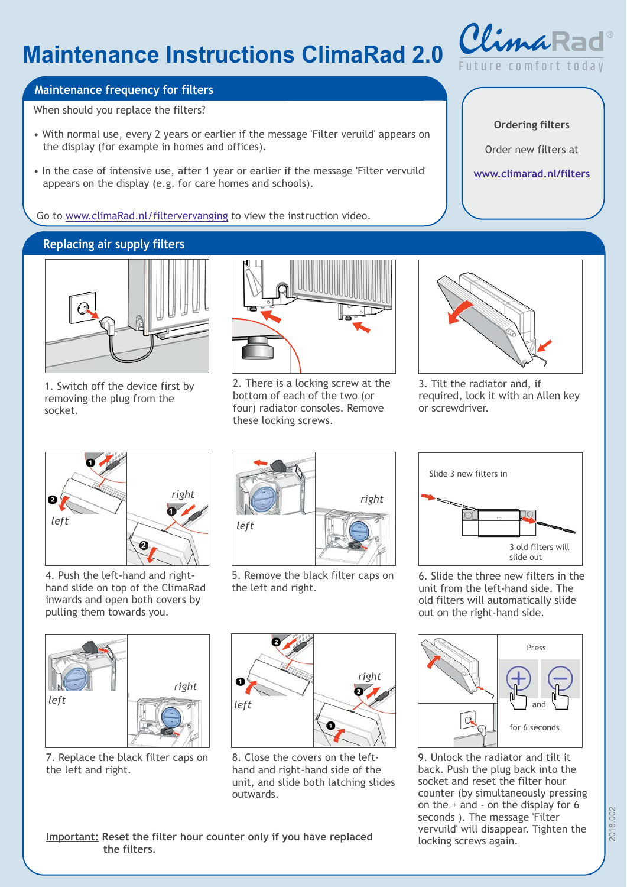# Maintenance Instructions ClimaRad 2.0

ClimaRad®
Future comfort today

## Maintenance frequency for filters

When should you replace the filters?

- With normal use, every 2 years or earlier if the message 'Filter veruild' appears on the display (for example in homes and offices).
- In the case of intensive use, after 1 year or earlier if the message 'Filter vervuild' appears on the display (e.g. for care homes and schools).

Go to www.climaRad.nl/filtervervanging to view the instruction video.

**Ordering filters**

Order new filters at

www.climarad.nl/filters

## Replacing air supply filters

1. Switch off the device first by removing the plug from the socket.

2. There is a locking screw at the bottom of each of the two (or four) radiator consoles. Remove these locking screws.

3. Tilt the radiator and, if required, lock it with an Allen key or screwdriver.

left / right

4. Push the left-hand and right-hand slide on top of the ClimaRad inwards and open both covers by pulling them towards you.

left / right

5. Remove the black filter caps on the left and right.

Slide 3 new filters in

3 old filters will slide out

6. Slide the three new filters in the unit from the left-hand side. The old filters will automatically slide out on the right-hand side.

left / right

7. Replace the black filter caps on the left and right.

left / right

8. Close the covers on the left-hand and right-hand side of the unit, and slide both latching slides outwards.

Press + and − for 6 seconds

9. Unlock the radiator and tilt it back. Push the plug back into the socket and reset the filter hour counter (by simultaneously pressing on the + and - on the display for 6 seconds ). The message 'Filter vervuild' will disappear. Tighten the locking screws again.

**Important: Reset the filter hour counter only if you have replaced the filters.**

2018.002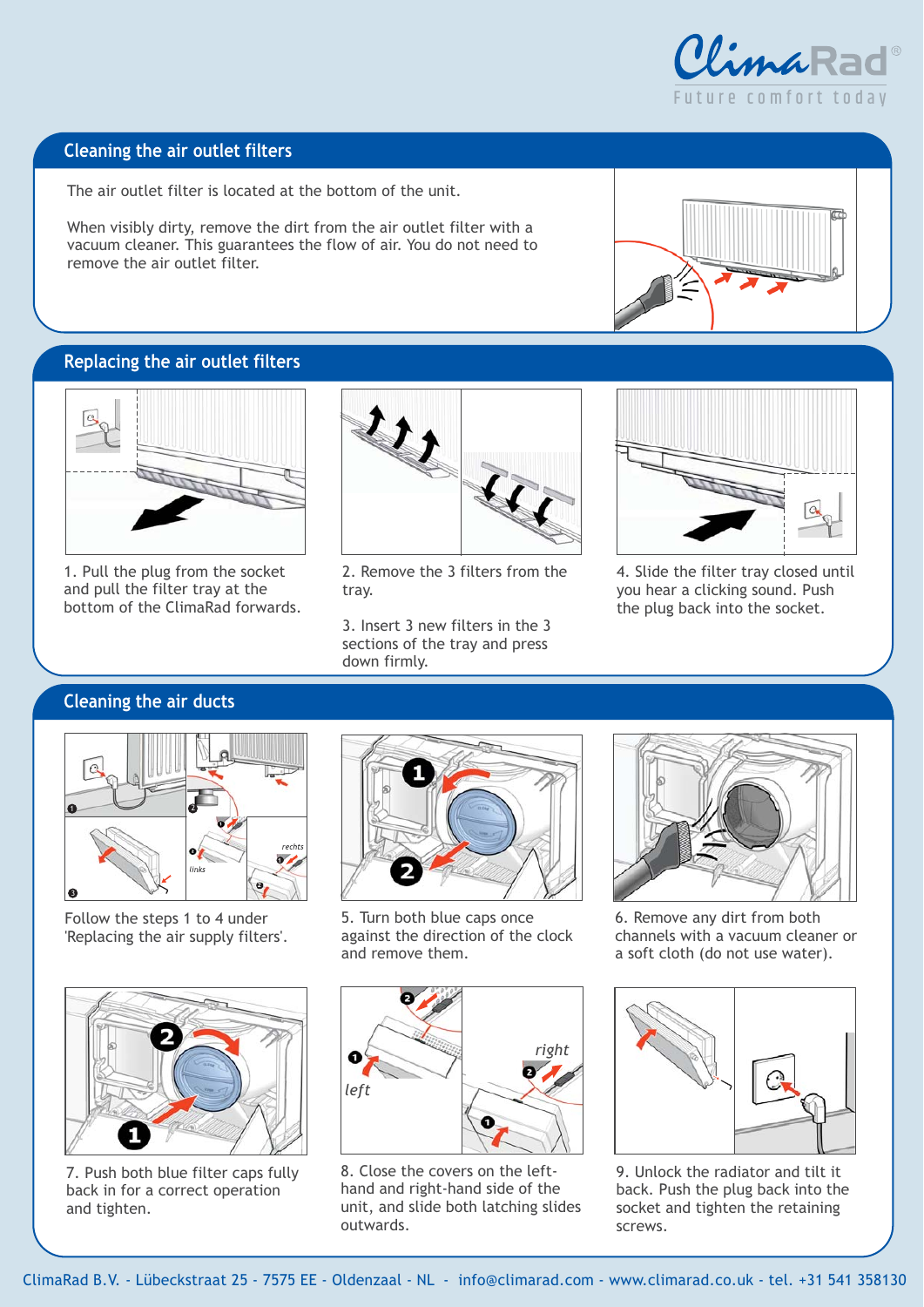## Cleaning the air outlet filters

The air outlet filter is located at the bottom of the unit.

When visibly dirty, remove the dirt from the air outlet filter with a vacuum cleaner. This guarantees the flow of air. You do not need to remove the air outlet filter.

## Replacing the air outlet filters

1. Pull the plug from the socket and pull the filter tray at the bottom of the ClimaRad forwards.

2. Remove the 3 filters from the tray.

3. Insert 3 new filters in the 3 sections of the tray and press down firmly.

4. Slide the filter tray closed until you hear a clicking sound. Push the plug back into the socket.

## Cleaning the air ducts

Follow the steps 1 to 4 under 'Replacing the air supply filters'.

5. Turn both blue caps once against the direction of the clock and remove them.

6. Remove any dirt from both channels with a vacuum cleaner or a soft cloth (do not use water).

7. Push both blue filter caps fully back in for a correct operation and tighten.

8. Close the covers on the left-hand and right-hand side of the unit, and slide both latching slides outwards.

9. Unlock the radiator and tilt it back. Push the plug back into the socket and tighten the retaining screws.

ClimaRad B.V. - Lübeckstraat 25 - 7575 EE - Oldenzaal - NL - info@climarad.com - www.climarad.co.uk - tel. +31 541 358130